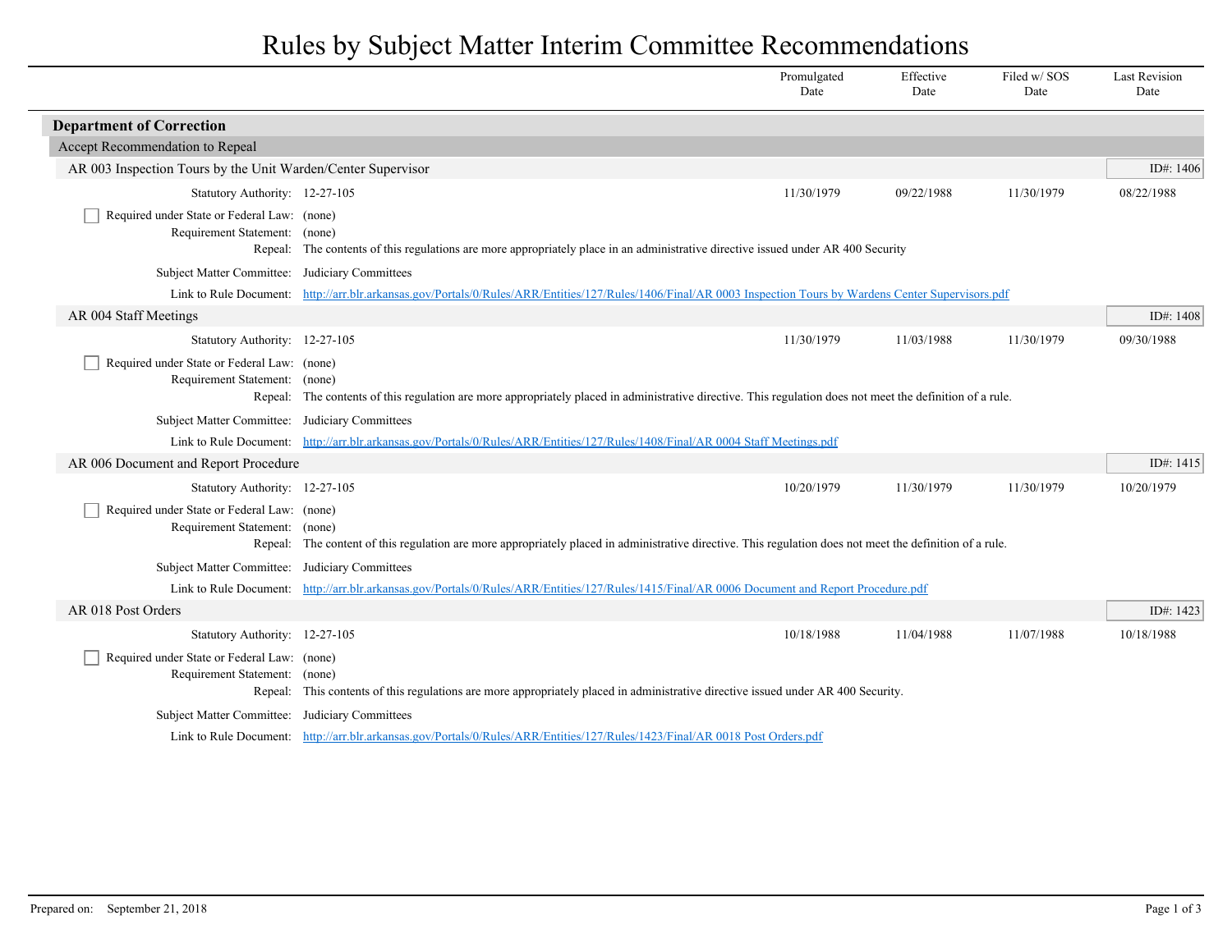# Rules by Subject Matter Interim Committee Recommendations

| | Promulgated Date | Effective Date | Filed w/ SOS Date | Last Revision Date |
|---|---|---|---|---|

## Department of Correction

### Accept Recommendation to Repeal

#### AR 003 Inspection Tours by the Unit Warden/Center Supervisor

ID#: 1406

| Statutory Authority: 12-27-105 | Promulgated Date | Effective Date | Filed w/ SOS Date | Last Revision Date |
|---|---|---|---|---|
| | 11/30/1979 | 09/22/1988 | 11/30/1979 | 08/22/1988 |

- [ ] Required under State or Federal Law: (none)

Requirement Statement: (none)

Repeal: The contents of this regulations are more appropriately place in an administrative directive issued under AR 400 Security

Subject Matter Committee: Judiciary Committees

Link to Rule Document: http://arr.blr.arkansas.gov/Portals/0/Rules/ARR/Entities/127/Rules/1406/Final/AR 0003 Inspection Tours by Wardens Center Supervisors.pdf

#### AR 004 Staff Meetings

ID#: 1408

| Statutory Authority: 12-27-105 | Promulgated Date | Effective Date | Filed w/ SOS Date | Last Revision Date |
|---|---|---|---|---|
| | 11/30/1979 | 11/03/1988 | 11/30/1979 | 09/30/1988 |

- [ ] Required under State or Federal Law: (none)

Requirement Statement: (none)

Repeal: The contents of this regulation are more appropriately placed in administrative directive. This regulation does not meet the definition of a rule.

Subject Matter Committee: Judiciary Committees

Link to Rule Document: http://arr.blr.arkansas.gov/Portals/0/Rules/ARR/Entities/127/Rules/1408/Final/AR 0004 Staff Meetings.pdf

#### AR 006 Document and Report Procedure

ID#: 1415

| Statutory Authority: 12-27-105 | Promulgated Date | Effective Date | Filed w/ SOS Date | Last Revision Date |
|---|---|---|---|---|
| | 10/20/1979 | 11/30/1979 | 11/30/1979 | 10/20/1979 |

- [ ] Required under State or Federal Law: (none)

Requirement Statement: (none)

Repeal: The content of this regulation are more appropriately placed in administrative directive. This regulation does not meet the definition of a rule.

Subject Matter Committee: Judiciary Committees

Link to Rule Document: http://arr.blr.arkansas.gov/Portals/0/Rules/ARR/Entities/127/Rules/1415/Final/AR 0006 Document and Report Procedure.pdf

#### AR 018 Post Orders

ID#: 1423

| Statutory Authority: 12-27-105 | Promulgated Date | Effective Date | Filed w/ SOS Date | Last Revision Date |
|---|---|---|---|---|
| | 10/18/1988 | 11/04/1988 | 11/07/1988 | 10/18/1988 |

- [ ] Required under State or Federal Law: (none)

Requirement Statement: (none)

Repeal: This contents of this regulations are more appropriately placed in administrative directive issued under AR 400 Security.

Subject Matter Committee: Judiciary Committees

Link to Rule Document: http://arr.blr.arkansas.gov/Portals/0/Rules/ARR/Entities/127/Rules/1423/Final/AR 0018 Post Orders.pdf

Prepared on: September 21, 2018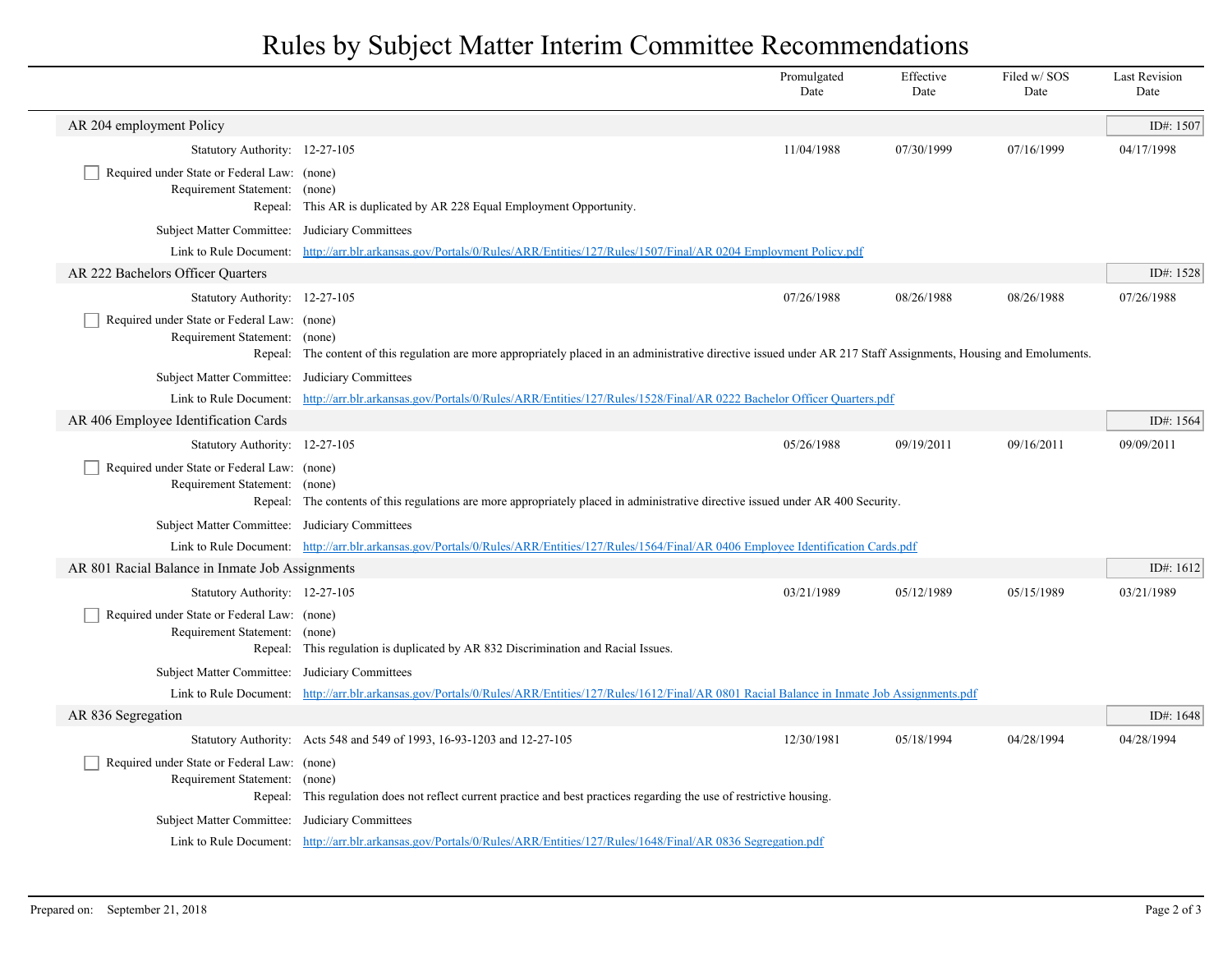# Rules by Subject Matter Interim Committee Recommendations

| | Promulgated Date | Effective Date | Filed w/ SOS Date | Last Revision Date |
|---|---|---|---|---|

## AR 204 employment Policy

ID#: 1507

| | | Promulgated Date | Effective Date | Filed w/ SOS Date | Last Revision Date |
|---|---|---|---|---|---|
| Statutory Authority: | 12-27-105 | 11/04/1988 | 07/30/1999 | 07/16/1999 | 04/17/1998 |

- [ ] Required under State or Federal Law: (none)

Requirement Statement: (none)

Repeal: This AR is duplicated by AR 228 Equal Employment Opportunity.

Subject Matter Committee: Judiciary Committees

Link to Rule Document: http://arr.blr.arkansas.gov/Portals/0/Rules/ARR/Entities/127/Rules/1507/Final/AR 0204 Employment Policy.pdf

## AR 222 Bachelors Officer Quarters

ID#: 1528

| | | Promulgated Date | Effective Date | Filed w/ SOS Date | Last Revision Date |
|---|---|---|---|---|---|
| Statutory Authority: | 12-27-105 | 07/26/1988 | 08/26/1988 | 08/26/1988 | 07/26/1988 |

- [ ] Required under State or Federal Law: (none)

Requirement Statement: (none)

Repeal: The content of this regulation are more appropriately placed in an administrative directive issued under AR 217 Staff Assignments, Housing and Emoluments.

Subject Matter Committee: Judiciary Committees

Link to Rule Document: http://arr.blr.arkansas.gov/Portals/0/Rules/ARR/Entities/127/Rules/1528/Final/AR 0222 Bachelor Officer Quarters.pdf

## AR 406 Employee Identification Cards

ID#: 1564

| | | Promulgated Date | Effective Date | Filed w/ SOS Date | Last Revision Date |
|---|---|---|---|---|---|
| Statutory Authority: | 12-27-105 | 05/26/1988 | 09/19/2011 | 09/16/2011 | 09/09/2011 |

- [ ] Required under State or Federal Law: (none)

Requirement Statement: (none)

Repeal: The contents of this regulations are more appropriately placed in administrative directive issued under AR 400 Security.

Subject Matter Committee: Judiciary Committees

Link to Rule Document: http://arr.blr.arkansas.gov/Portals/0/Rules/ARR/Entities/127/Rules/1564/Final/AR 0406 Employee Identification Cards.pdf

## AR 801 Racial Balance in Inmate Job Assignments

ID#: 1612

| | | Promulgated Date | Effective Date | Filed w/ SOS Date | Last Revision Date |
|---|---|---|---|---|---|
| Statutory Authority: | 12-27-105 | 03/21/1989 | 05/12/1989 | 05/15/1989 | 03/21/1989 |

- [ ] Required under State or Federal Law: (none)

Requirement Statement: (none)

Repeal: This regulation is duplicated by AR 832 Discrimination and Racial Issues.

Subject Matter Committee: Judiciary Committees

Link to Rule Document: http://arr.blr.arkansas.gov/Portals/0/Rules/ARR/Entities/127/Rules/1612/Final/AR 0801 Racial Balance in Inmate Job Assignments.pdf

## AR 836 Segregation

ID#: 1648

| | | Promulgated Date | Effective Date | Filed w/ SOS Date | Last Revision Date |
|---|---|---|---|---|---|
| Statutory Authority: | Acts 548 and 549 of 1993, 16-93-1203 and 12-27-105 | 12/30/1981 | 05/18/1994 | 04/28/1994 | 04/28/1994 |

- [ ] Required under State or Federal Law: (none)

Requirement Statement: (none)

Repeal: This regulation does not reflect current practice and best practices regarding the use of restrictive housing.

Subject Matter Committee: Judiciary Committees

Link to Rule Document: http://arr.blr.arkansas.gov/Portals/0/Rules/ARR/Entities/127/Rules/1648/Final/AR 0836 Segregation.pdf

Prepared on: September 21, 2018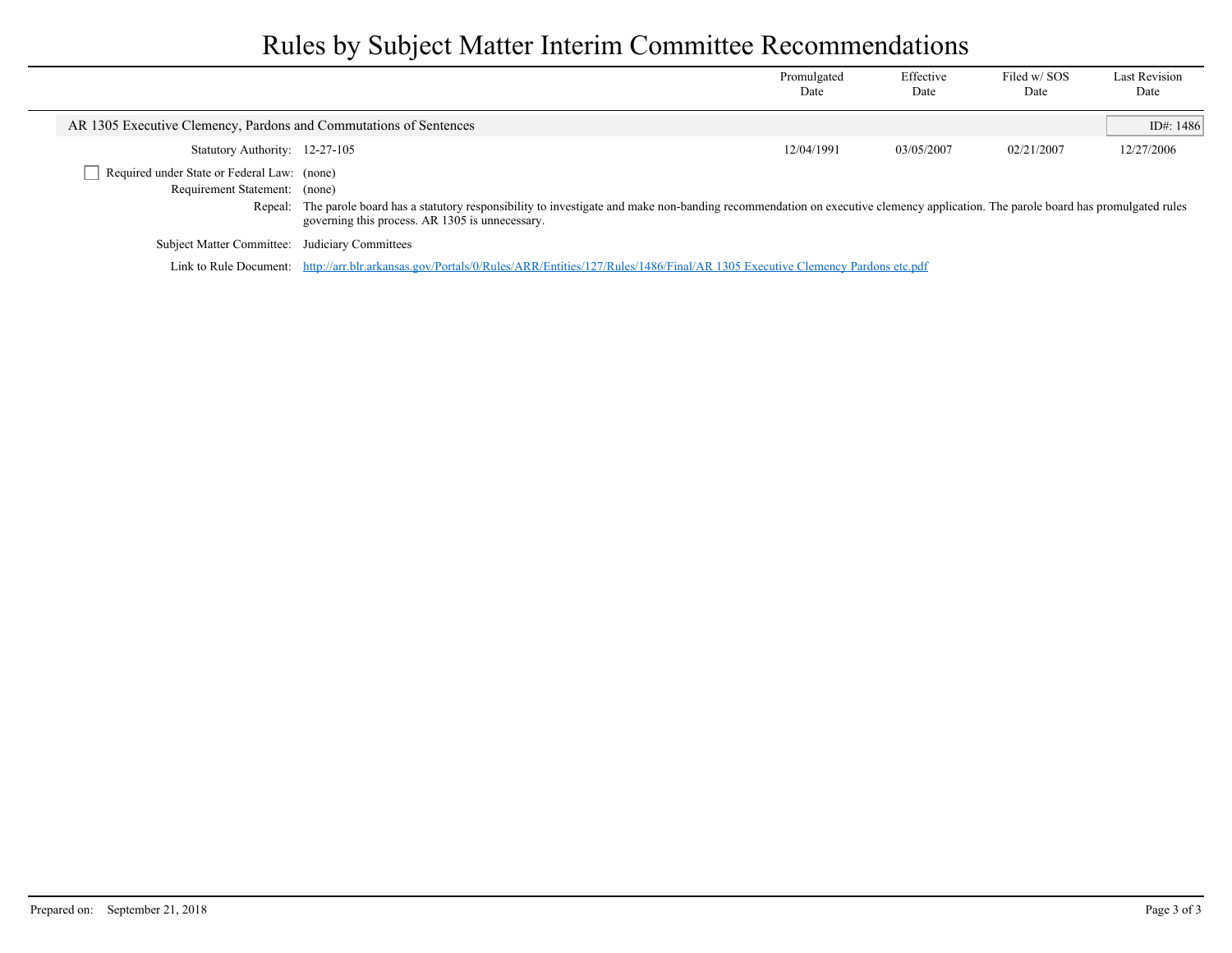# Rules by Subject Matter Interim Committee Recommendations

| | Promulgated Date | Effective Date | Filed w/ SOS Date | Last Revision Date |
|---|---|---|---|---|
| **AR 1305 Executive Clemency, Pardons and Commutations of Sentences** (ID#: 1486) | | | | |
| Statutory Authority: 12-27-105 | 12/04/1991 | 03/05/2007 | 02/21/2007 | 12/27/2006 |

☐ Required under State or Federal Law: (none)

Requirement Statement: (none)

Repeal: The parole board has a statutory responsibility to investigate and make non-banding recommendation on executive clemency application. The parole board has promulgated rules governing this process. AR 1305 is unnecessary.

Subject Matter Committee: Judiciary Committees

Link to Rule Document: http://arr.blr.arkansas.gov/Portals/0/Rules/ARR/Entities/127/Rules/1486/Final/AR 1305 Executive Clemency Pardons etc.pdf

Prepared on: September 21, 2018